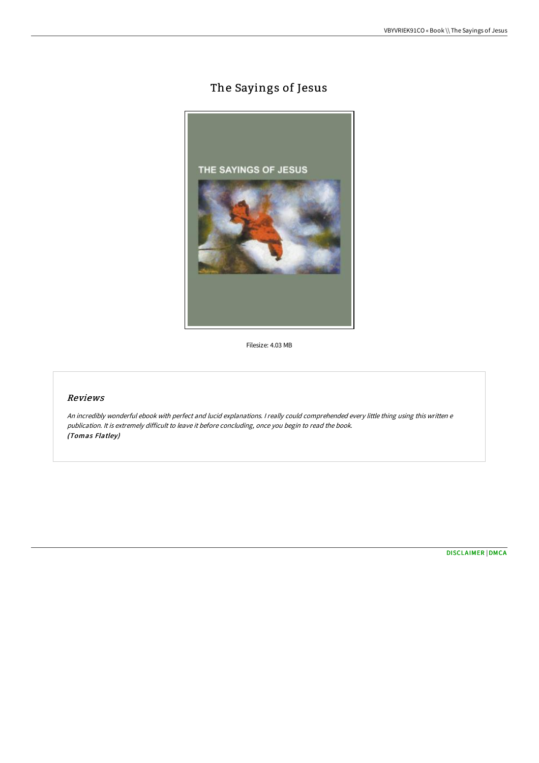# The Sayings of Jesus

Filesize: 4.03 MB

## *Reviews*

*An incredibly wonderful ebook with perfect and lucid explanations. I really could comprehended every little thing using this written e publication. It is extremely difficult to leave it before concluding, once you begin to read the book.*
*(Tomas Flatley)*

DISCLAIMER | DMCA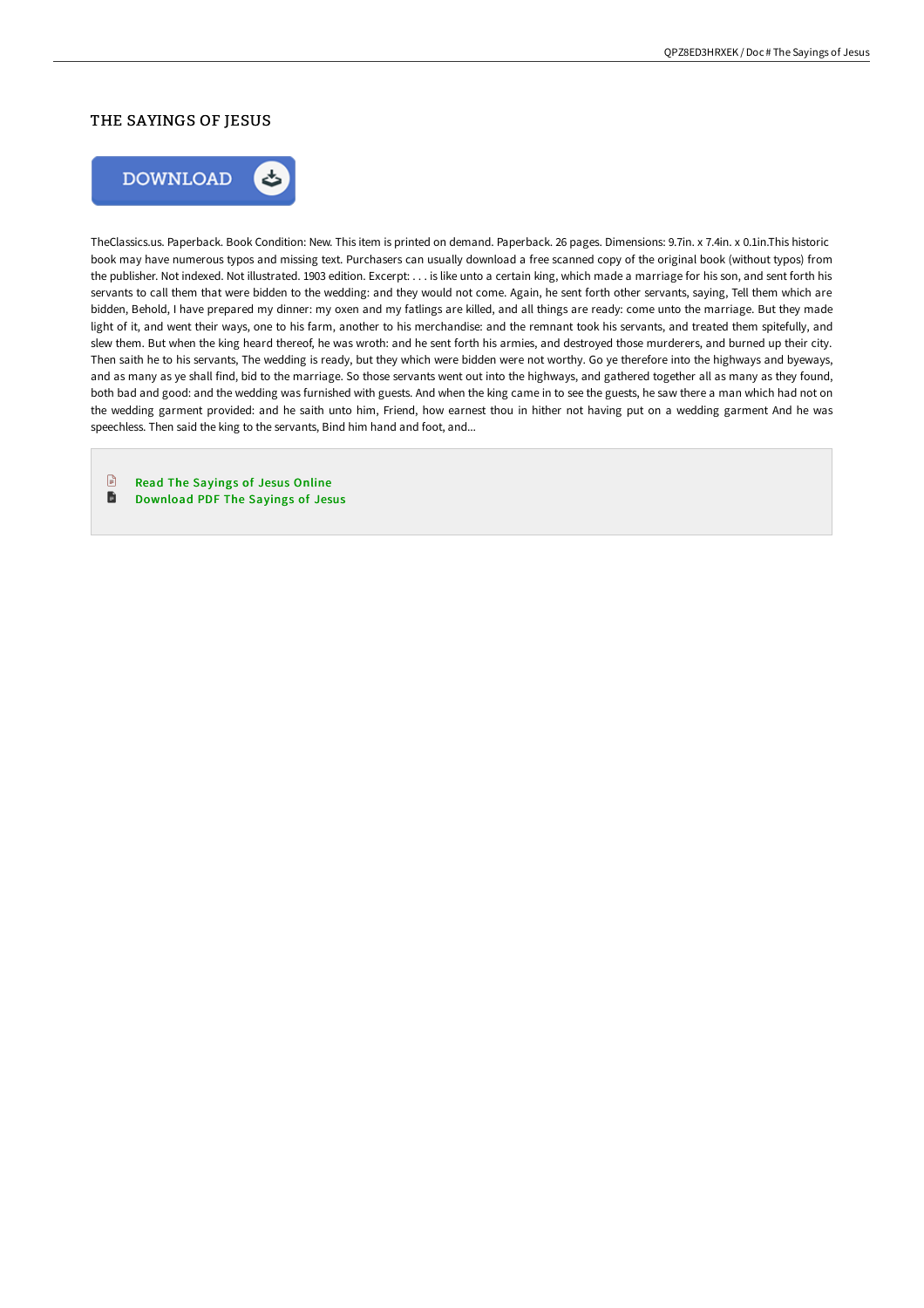# THE SAYINGS OF JESUS

DOWNLOAD

TheClassics.us. Paperback. Book Condition: New. This item is printed on demand. Paperback. 26 pages. Dimensions: 9.7in. x 7.4in. x 0.1in.This historic book may have numerous typos and missing text. Purchasers can usually download a free scanned copy of the original book (without typos) from the publisher. Not indexed. Not illustrated. 1903 edition. Excerpt: . . . is like unto a certain king, which made a marriage for his son, and sent forth his servants to call them that were bidden to the wedding: and they would not come. Again, he sent forth other servants, saying, Tell them which are bidden, Behold, I have prepared my dinner: my oxen and my fatlings are killed, and all things are ready: come unto the marriage. But they made light of it, and went their ways, one to his farm, another to his merchandise: and the remnant took his servants, and treated them spitefully, and slew them. But when the king heard thereof, he was wroth: and he sent forth his armies, and destroyed those murderers, and burned up their city. Then saith he to his servants, The wedding is ready, but they which were bidden were not worthy. Go ye therefore into the highways and byeways, and as many as ye shall find, bid to the marriage. So those servants went out into the highways, and gathered together all as many as they found, both bad and good: and the wedding was furnished with guests. And when the king came in to see the guests, he saw there a man which had not on the wedding garment provided: and he saith unto him, Friend, how earnest thou in hither not having put on a wedding garment And he was speechless. Then said the king to the servants, Bind him hand and foot, and...

- Read The Sayings of Jesus Online
- Download PDF The Sayings of Jesus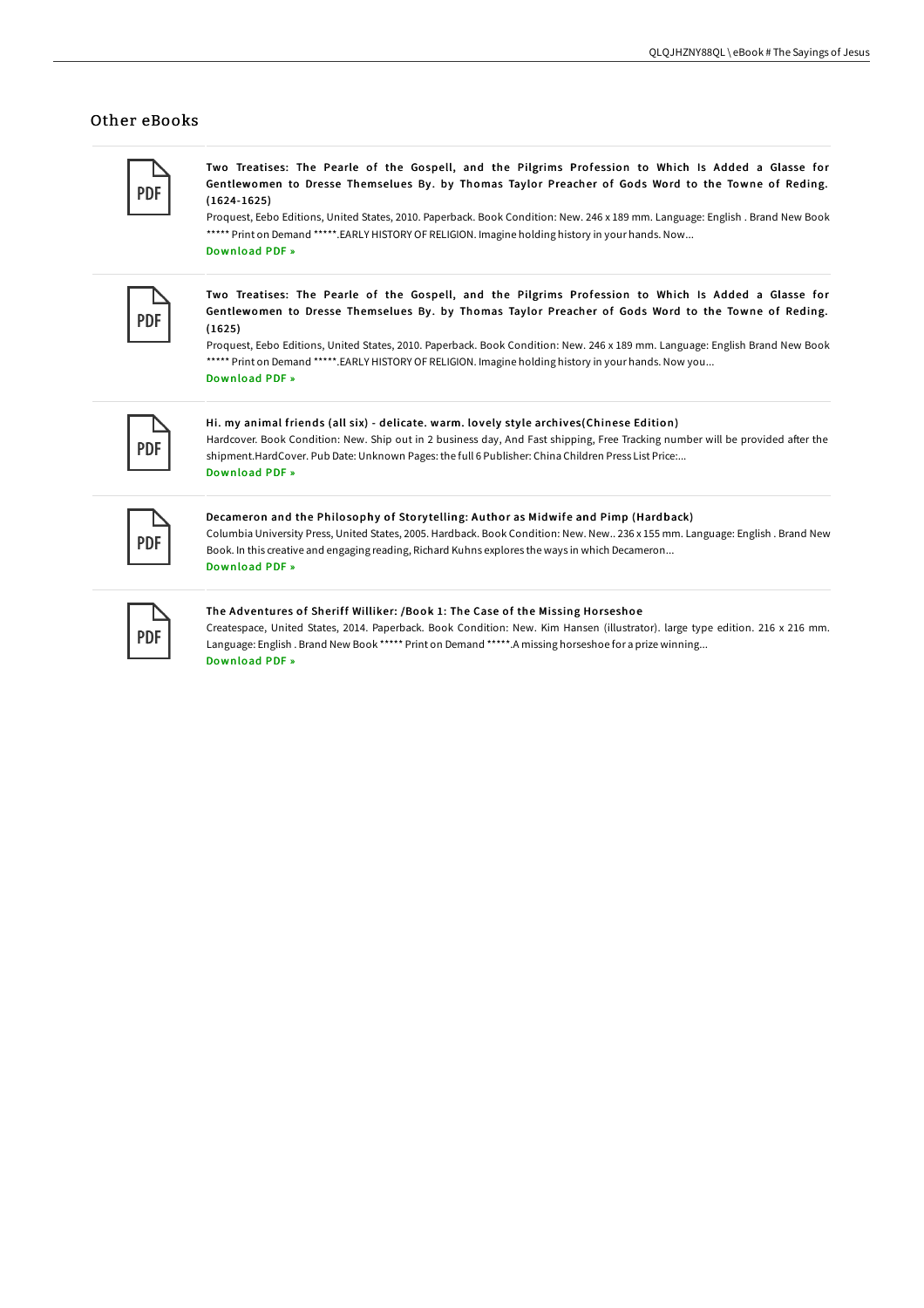## Other eBooks

**Two Treatises: The Pearle of the Gospell, and the Pilgrims Profession to Which Is Added a Glasse for Gentlewomen to Dresse Themselues By. by Thomas Taylor Preacher of Gods Word to the Towne of Reding. (1624-1625)**

Proquest, Eebo Editions, United States, 2010. Paperback. Book Condition: New. 246 x 189 mm. Language: English . Brand New Book ***** Print on Demand *****.EARLY HISTORY OF RELIGION. Imagine holding history in your hands. Now...

Download PDF »

**Two Treatises: The Pearle of the Gospell, and the Pilgrims Profession to Which Is Added a Glasse for Gentlewomen to Dresse Themselues By. by Thomas Taylor Preacher of Gods Word to the Towne of Reding. (1625)**

Proquest, Eebo Editions, United States, 2010. Paperback. Book Condition: New. 246 x 189 mm. Language: English Brand New Book ***** Print on Demand *****.EARLY HISTORY OF RELIGION. Imagine holding history in your hands. Now you...

Download PDF »

**Hi. my animal friends (all six) - delicate. warm. lovely style archives(Chinese Edition)**

Hardcover. Book Condition: New. Ship out in 2 business day, And Fast shipping, Free Tracking number will be provided after the shipment.HardCover. Pub Date: Unknown Pages: the full 6 Publisher: China Children Press List Price:...

Download PDF »

**Decameron and the Philosophy of Storytelling: Author as Midwife and Pimp (Hardback)**

Columbia University Press, United States, 2005. Hardback. Book Condition: New. New.. 236 x 155 mm. Language: English . Brand New Book. In this creative and engaging reading, Richard Kuhns explores the ways in which Decameron...

Download PDF »

**The Adventures of Sheriff Williker: /Book 1: The Case of the Missing Horseshoe**

Createspace, United States, 2014. Paperback. Book Condition: New. Kim Hansen (illustrator). large type edition. 216 x 216 mm. Language: English . Brand New Book ***** Print on Demand *****.A missing horseshoe for a prize winning...

Download PDF »